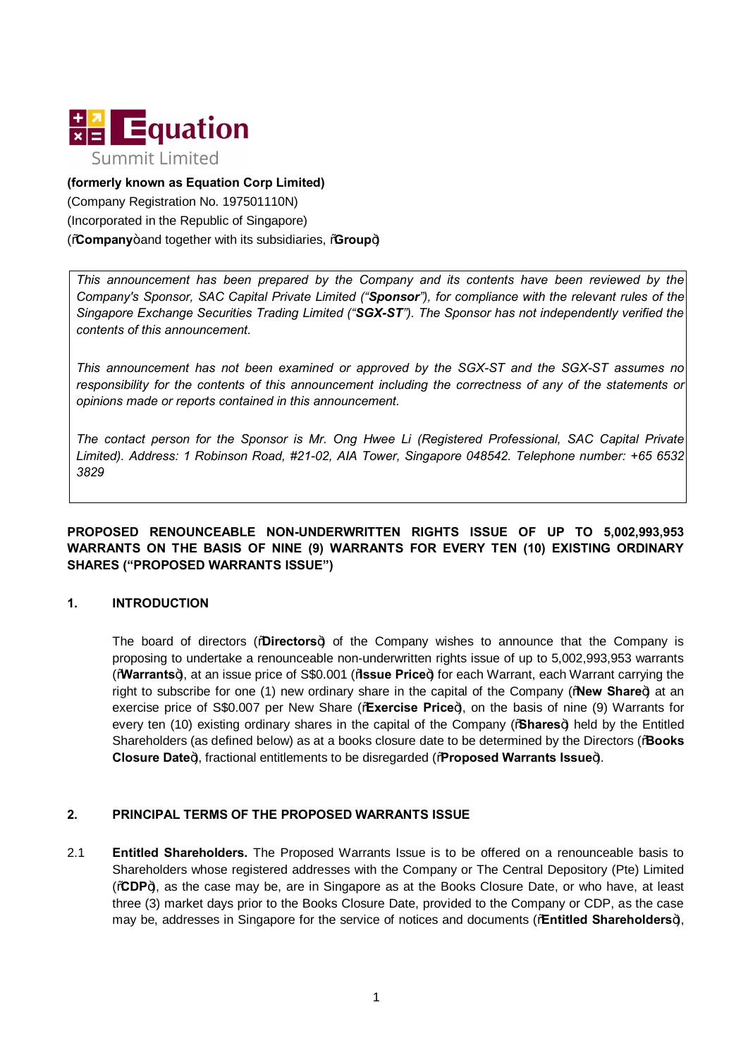**Equation**

Summit Limited

**(formerly known as Equation Corp Limited)**
(Company Registration No. 197501110N)
(Incorporated in the Republic of Singapore)
("**Company**" and together with its subsidiaries, "**Group**")

> *This announcement has been prepared by the Company and its contents have been reviewed by the Company's Sponsor, SAC Capital Private Limited ("**Sponsor**"), for compliance with the relevant rules of the Singapore Exchange Securities Trading Limited ("**SGX-ST**"). The Sponsor has not independently verified the contents of this announcement.*
>
> *This announcement has not been examined or approved by the SGX-ST and the SGX-ST assumes no responsibility for the contents of this announcement including the correctness of any of the statements or opinions made or reports contained in this announcement.*
>
> *The contact person for the Sponsor is Mr. Ong Hwee Li (Registered Professional, SAC Capital Private Limited). Address: 1 Robinson Road, #21-02, AIA Tower, Singapore 048542. Telephone number: +65 6532 3829*

**PROPOSED RENOUNCEABLE NON-UNDERWRITTEN RIGHTS ISSUE OF UP TO 5,002,993,953 WARRANTS ON THE BASIS OF NINE (9) WARRANTS FOR EVERY TEN (10) EXISTING ORDINARY SHARES ("PROPOSED WARRANTS ISSUE")**

## 1. INTRODUCTION

The board of directors ("**Directors**") of the Company wishes to announce that the Company is proposing to undertake a renounceable non-underwritten rights issue of up to 5,002,993,953 warrants ("**Warrants**"), at an issue price of S$0.001 ("**Issue Price**") for each Warrant, each Warrant carrying the right to subscribe for one (1) new ordinary share in the capital of the Company ("**New Share**") at an exercise price of S$0.007 per New Share ("**Exercise Price**"), on the basis of nine (9) Warrants for every ten (10) existing ordinary shares in the capital of the Company ("**Shares**") held by the Entitled Shareholders (as defined below) as at a books closure date to be determined by the Directors ("**Books Closure Date**"), fractional entitlements to be disregarded ("**Proposed Warrants Issue**").

## 2. PRINCIPAL TERMS OF THE PROPOSED WARRANTS ISSUE

2.1 **Entitled Shareholders.** The Proposed Warrants Issue is to be offered on a renounceable basis to Shareholders whose registered addresses with the Company or The Central Depository (Pte) Limited ("**CDP**"), as the case may be, are in Singapore as at the Books Closure Date, or who have, at least three (3) market days prior to the Books Closure Date, provided to the Company or CDP, as the case may be, addresses in Singapore for the service of notices and documents ("**Entitled Shareholders**"),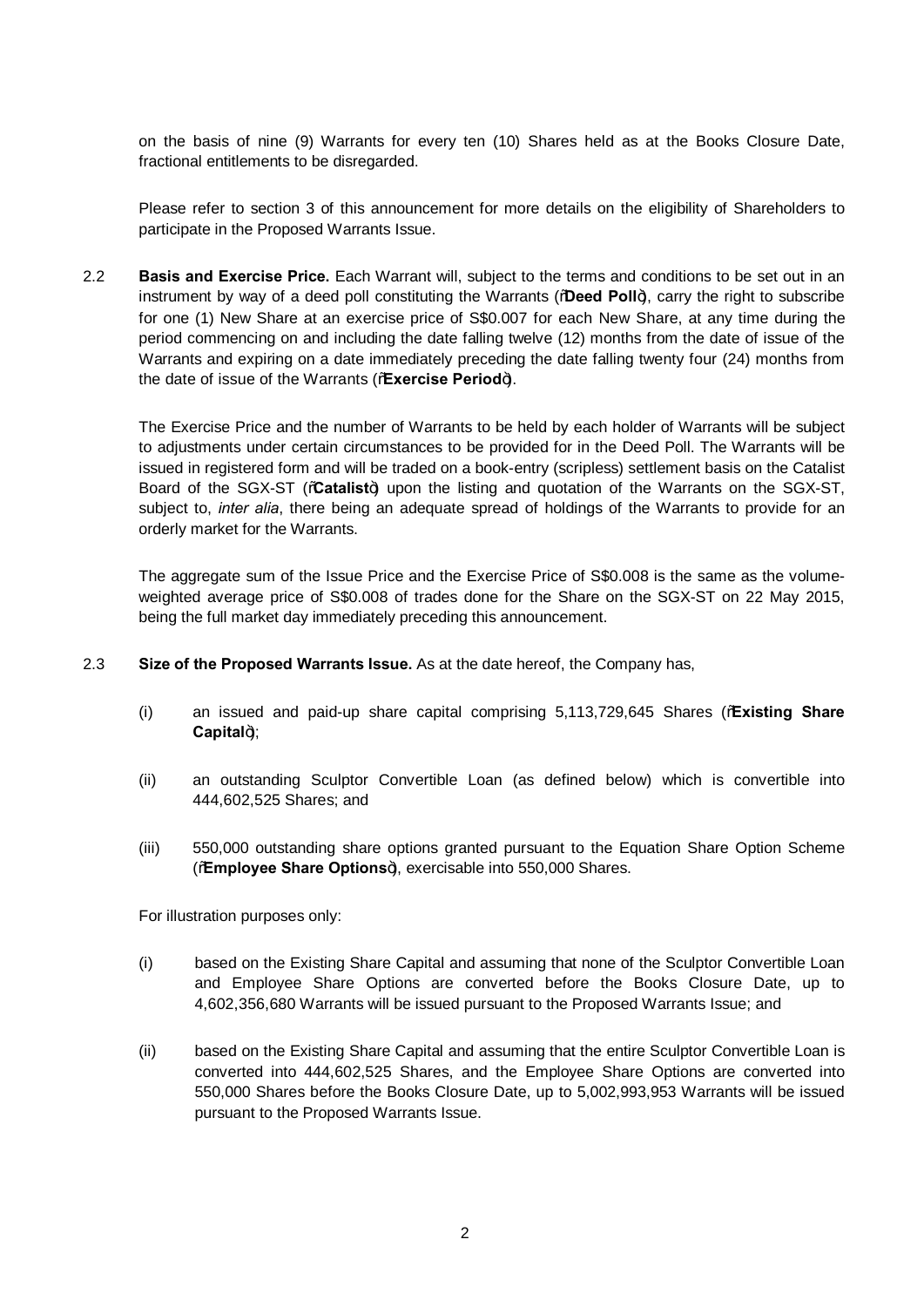on the basis of nine (9) Warrants for every ten (10) Shares held as at the Books Closure Date, fractional entitlements to be disregarded.

Please refer to section 3 of this announcement for more details on the eligibility of Shareholders to participate in the Proposed Warrants Issue.

2.2 **Basis and Exercise Price.** Each Warrant will, subject to the terms and conditions to be set out in an instrument by way of a deed poll constituting the Warrants ("**Deed Poll**"), carry the right to subscribe for one (1) New Share at an exercise price of S$0.007 for each New Share, at any time during the period commencing on and including the date falling twelve (12) months from the date of issue of the Warrants and expiring on a date immediately preceding the date falling twenty four (24) months from the date of issue of the Warrants ("**Exercise Period**").

The Exercise Price and the number of Warrants to be held by each holder of Warrants will be subject to adjustments under certain circumstances to be provided for in the Deed Poll. The Warrants will be issued in registered form and will be traded on a book-entry (scripless) settlement basis on the Catalist Board of the SGX-ST ("**Catalist**") upon the listing and quotation of the Warrants on the SGX-ST, subject to, *inter alia*, there being an adequate spread of holdings of the Warrants to provide for an orderly market for the Warrants.

The aggregate sum of the Issue Price and the Exercise Price of S$0.008 is the same as the volume-weighted average price of S$0.008 of trades done for the Share on the SGX-ST on 22 May 2015, being the full market day immediately preceding this announcement.

2.3 **Size of the Proposed Warrants Issue.** As at the date hereof, the Company has,

(i) an issued and paid-up share capital comprising 5,113,729,645 Shares ("**Existing Share Capital**");

(ii) an outstanding Sculptor Convertible Loan (as defined below) which is convertible into 444,602,525 Shares; and

(iii) 550,000 outstanding share options granted pursuant to the Equation Share Option Scheme ("**Employee Share Options**"), exercisable into 550,000 Shares.

For illustration purposes only:

(i) based on the Existing Share Capital and assuming that none of the Sculptor Convertible Loan and Employee Share Options are converted before the Books Closure Date, up to 4,602,356,680 Warrants will be issued pursuant to the Proposed Warrants Issue; and

(ii) based on the Existing Share Capital and assuming that the entire Sculptor Convertible Loan is converted into 444,602,525 Shares, and the Employee Share Options are converted into 550,000 Shares before the Books Closure Date, up to 5,002,993,953 Warrants will be issued pursuant to the Proposed Warrants Issue.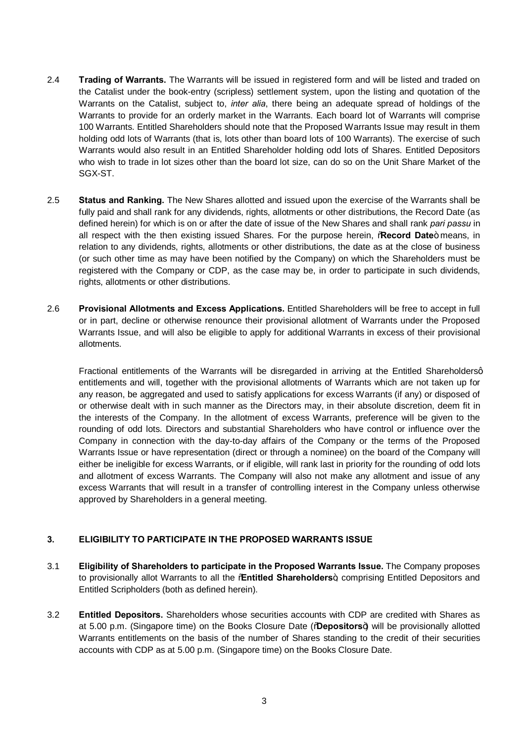2.4 **Trading of Warrants.** The Warrants will be issued in registered form and will be listed and traded on the Catalist under the book-entry (scripless) settlement system, upon the listing and quotation of the Warrants on the Catalist, subject to, *inter alia*, there being an adequate spread of holdings of the Warrants to provide for an orderly market in the Warrants. Each board lot of Warrants will comprise 100 Warrants. Entitled Shareholders should note that the Proposed Warrants Issue may result in them holding odd lots of Warrants (that is, lots other than board lots of 100 Warrants). The exercise of such Warrants would also result in an Entitled Shareholder holding odd lots of Shares. Entitled Depositors who wish to trade in lot sizes other than the board lot size, can do so on the Unit Share Market of the SGX-ST.

2.5 **Status and Ranking.** The New Shares allotted and issued upon the exercise of the Warrants shall be fully paid and shall rank for any dividends, rights, allotments or other distributions, the Record Date (as defined herein) for which is on or after the date of issue of the New Shares and shall rank *pari passu* in all respect with the then existing issued Shares. For the purpose herein, "**Record Date**" means, in relation to any dividends, rights, allotments or other distributions, the date as at the close of business (or such other time as may have been notified by the Company) on which the Shareholders must be registered with the Company or CDP, as the case may be, in order to participate in such dividends, rights, allotments or other distributions.

2.6 **Provisional Allotments and Excess Applications.** Entitled Shareholders will be free to accept in full or in part, decline or otherwise renounce their provisional allotment of Warrants under the Proposed Warrants Issue, and will also be eligible to apply for additional Warrants in excess of their provisional allotments.

Fractional entitlements of the Warrants will be disregarded in arriving at the Entitled Shareholders' entitlements and will, together with the provisional allotments of Warrants which are not taken up for any reason, be aggregated and used to satisfy applications for excess Warrants (if any) or disposed of or otherwise dealt with in such manner as the Directors may, in their absolute discretion, deem fit in the interests of the Company. In the allotment of excess Warrants, preference will be given to the rounding of odd lots. Directors and substantial Shareholders who have control or influence over the Company in connection with the day-to-day affairs of the Company or the terms of the Proposed Warrants Issue or have representation (direct or through a nominee) on the board of the Company will either be ineligible for excess Warrants, or if eligible, will rank last in priority for the rounding of odd lots and allotment of excess Warrants. The Company will also not make any allotment and issue of any excess Warrants that will result in a transfer of controlling interest in the Company unless otherwise approved by Shareholders in a general meeting.

## 3. ELIGIBILITY TO PARTICIPATE IN THE PROPOSED WARRANTS ISSUE

3.1 **Eligibility of Shareholders to participate in the Proposed Warrants Issue.** The Company proposes to provisionally allot Warrants to all the "**Entitled Shareholders**", comprising Entitled Depositors and Entitled Scripholders (both as defined herein).

3.2 **Entitled Depositors.** Shareholders whose securities accounts with CDP are credited with Shares as at 5.00 p.m. (Singapore time) on the Books Closure Date ("**Depositors**") will be provisionally allotted Warrants entitlements on the basis of the number of Shares standing to the credit of their securities accounts with CDP as at 5.00 p.m. (Singapore time) on the Books Closure Date.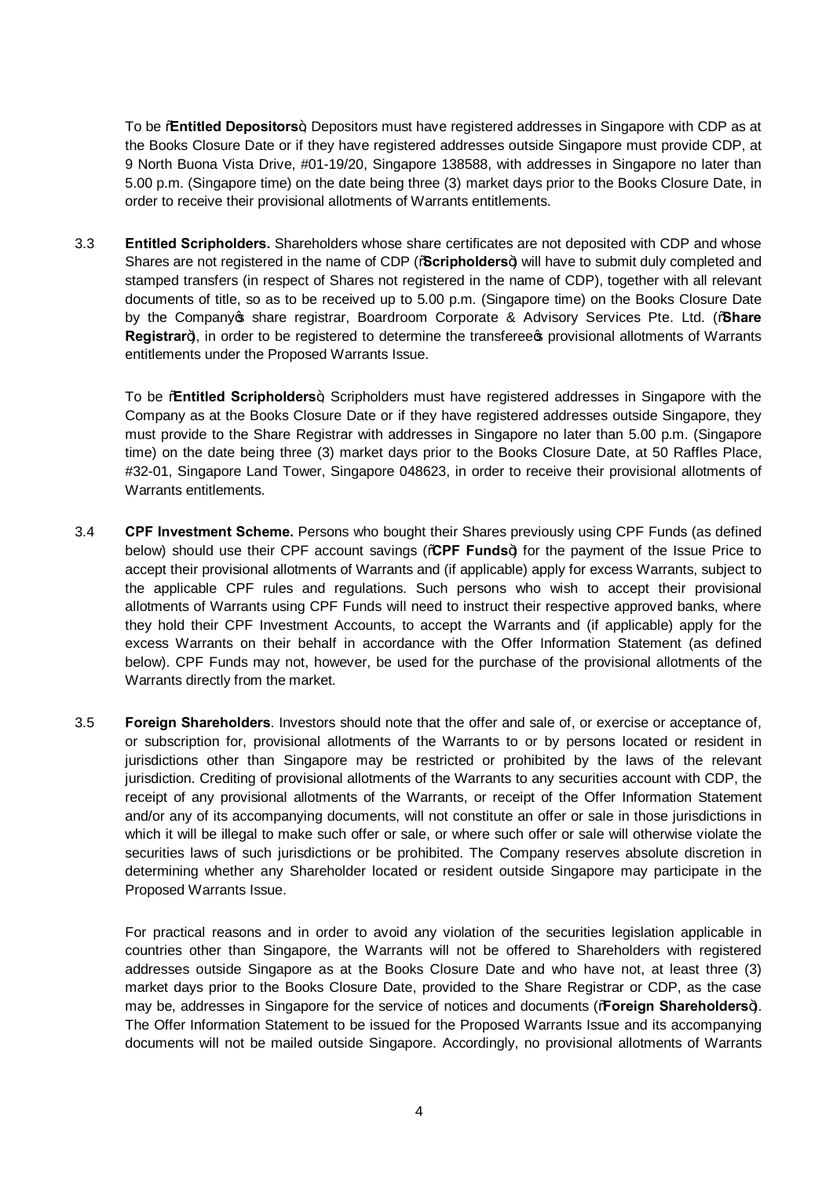To be "**Entitled Depositors**", Depositors must have registered addresses in Singapore with CDP as at the Books Closure Date or if they have registered addresses outside Singapore must provide CDP, at 9 North Buona Vista Drive, #01-19/20, Singapore 138588, with addresses in Singapore no later than 5.00 p.m. (Singapore time) on the date being three (3) market days prior to the Books Closure Date, in order to receive their provisional allotments of Warrants entitlements.

3.3 **Entitled Scripholders.** Shareholders whose share certificates are not deposited with CDP and whose Shares are not registered in the name of CDP ("**Scripholders**") will have to submit duly completed and stamped transfers (in respect of Shares not registered in the name of CDP), together with all relevant documents of title, so as to be received up to 5.00 p.m. (Singapore time) on the Books Closure Date by the Company's share registrar, Boardroom Corporate & Advisory Services Pte. Ltd. ("**Share Registrar**"), in order to be registered to determine the transferee's provisional allotments of Warrants entitlements under the Proposed Warrants Issue.

To be "**Entitled Scripholders**", Scripholders must have registered addresses in Singapore with the Company as at the Books Closure Date or if they have registered addresses outside Singapore, they must provide to the Share Registrar with addresses in Singapore no later than 5.00 p.m. (Singapore time) on the date being three (3) market days prior to the Books Closure Date, at 50 Raffles Place, #32-01, Singapore Land Tower, Singapore 048623, in order to receive their provisional allotments of Warrants entitlements.

3.4 **CPF Investment Scheme.** Persons who bought their Shares previously using CPF Funds (as defined below) should use their CPF account savings ("**CPF Funds**") for the payment of the Issue Price to accept their provisional allotments of Warrants and (if applicable) apply for excess Warrants, subject to the applicable CPF rules and regulations. Such persons who wish to accept their provisional allotments of Warrants using CPF Funds will need to instruct their respective approved banks, where they hold their CPF Investment Accounts, to accept the Warrants and (if applicable) apply for the excess Warrants on their behalf in accordance with the Offer Information Statement (as defined below). CPF Funds may not, however, be used for the purchase of the provisional allotments of the Warrants directly from the market.

3.5 **Foreign Shareholders**. Investors should note that the offer and sale of, or exercise or acceptance of, or subscription for, provisional allotments of the Warrants to or by persons located or resident in jurisdictions other than Singapore may be restricted or prohibited by the laws of the relevant jurisdiction. Crediting of provisional allotments of the Warrants to any securities account with CDP, the receipt of any provisional allotments of the Warrants, or receipt of the Offer Information Statement and/or any of its accompanying documents, will not constitute an offer or sale in those jurisdictions in which it will be illegal to make such offer or sale, or where such offer or sale will otherwise violate the securities laws of such jurisdictions or be prohibited. The Company reserves absolute discretion in determining whether any Shareholder located or resident outside Singapore may participate in the Proposed Warrants Issue.

For practical reasons and in order to avoid any violation of the securities legislation applicable in countries other than Singapore, the Warrants will not be offered to Shareholders with registered addresses outside Singapore as at the Books Closure Date and who have not, at least three (3) market days prior to the Books Closure Date, provided to the Share Registrar or CDP, as the case may be, addresses in Singapore for the service of notices and documents ("**Foreign Shareholders**"). The Offer Information Statement to be issued for the Proposed Warrants Issue and its accompanying documents will not be mailed outside Singapore. Accordingly, no provisional allotments of Warrants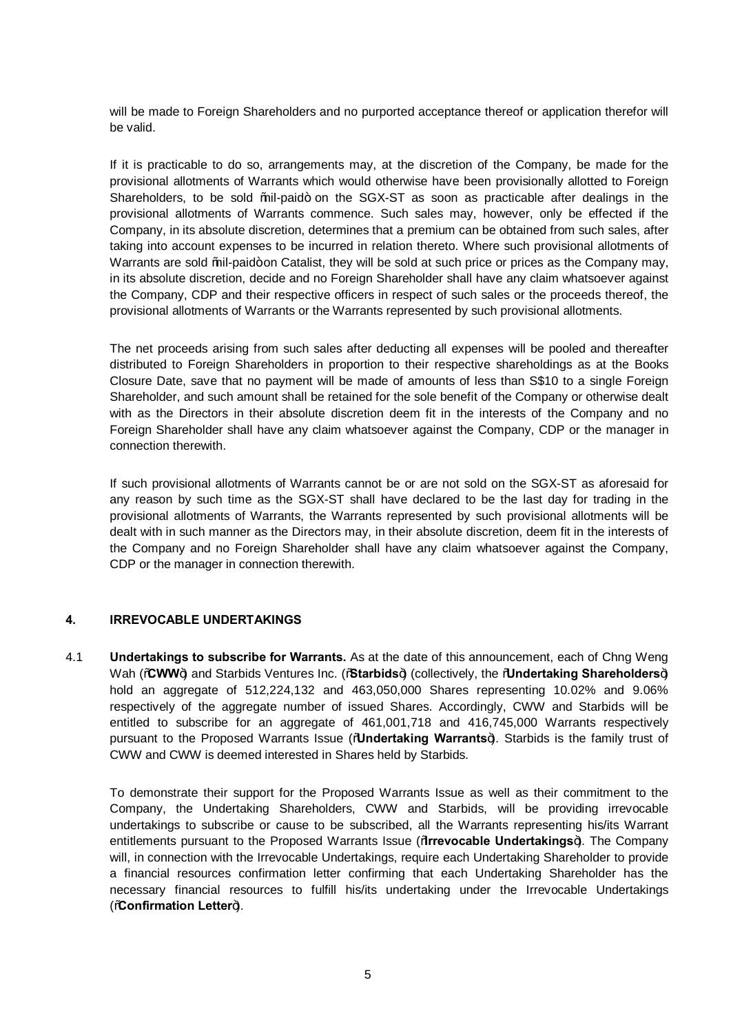will be made to Foreign Shareholders and no purported acceptance thereof or application therefor will be valid.

If it is practicable to do so, arrangements may, at the discretion of the Company, be made for the provisional allotments of Warrants which would otherwise have been provisionally allotted to Foreign Shareholders, to be sold "nil-paid" on the SGX-ST as soon as practicable after dealings in the provisional allotments of Warrants commence. Such sales may, however, only be effected if the Company, in its absolute discretion, determines that a premium can be obtained from such sales, after taking into account expenses to be incurred in relation thereto. Where such provisional allotments of Warrants are sold "nil-paid" on Catalist, they will be sold at such price or prices as the Company may, in its absolute discretion, decide and no Foreign Shareholder shall have any claim whatsoever against the Company, CDP and their respective officers in respect of such sales or the proceeds thereof, the provisional allotments of Warrants or the Warrants represented by such provisional allotments.

The net proceeds arising from such sales after deducting all expenses will be pooled and thereafter distributed to Foreign Shareholders in proportion to their respective shareholdings as at the Books Closure Date, save that no payment will be made of amounts of less than S$10 to a single Foreign Shareholder, and such amount shall be retained for the sole benefit of the Company or otherwise dealt with as the Directors in their absolute discretion deem fit in the interests of the Company and no Foreign Shareholder shall have any claim whatsoever against the Company, CDP or the manager in connection therewith.

If such provisional allotments of Warrants cannot be or are not sold on the SGX-ST as aforesaid for any reason by such time as the SGX-ST shall have declared to be the last day for trading in the provisional allotments of Warrants, the Warrants represented by such provisional allotments will be dealt with in such manner as the Directors may, in their absolute discretion, deem fit in the interests of the Company and no Foreign Shareholder shall have any claim whatsoever against the Company, CDP or the manager in connection therewith.

## 4. IRREVOCABLE UNDERTAKINGS

4.1 **Undertakings to subscribe for Warrants.** As at the date of this announcement, each of Chng Weng Wah ("**CWW**") and Starbids Ventures Inc. ("**Starbids**") (collectively, the "**Undertaking Shareholders**") hold an aggregate of 512,224,132 and 463,050,000 Shares representing 10.02% and 9.06% respectively of the aggregate number of issued Shares. Accordingly, CWW and Starbids will be entitled to subscribe for an aggregate of 461,001,718 and 416,745,000 Warrants respectively pursuant to the Proposed Warrants Issue ("**Undertaking Warrants**"). Starbids is the family trust of CWW and CWW is deemed interested in Shares held by Starbids.

To demonstrate their support for the Proposed Warrants Issue as well as their commitment to the Company, the Undertaking Shareholders, CWW and Starbids, will be providing irrevocable undertakings to subscribe or cause to be subscribed, all the Warrants representing his/its Warrant entitlements pursuant to the Proposed Warrants Issue ("**Irrevocable Undertakings**"). The Company will, in connection with the Irrevocable Undertakings, require each Undertaking Shareholder to provide a financial resources confirmation letter confirming that each Undertaking Shareholder has the necessary financial resources to fulfill his/its undertaking under the Irrevocable Undertakings ("**Confirmation Letter**").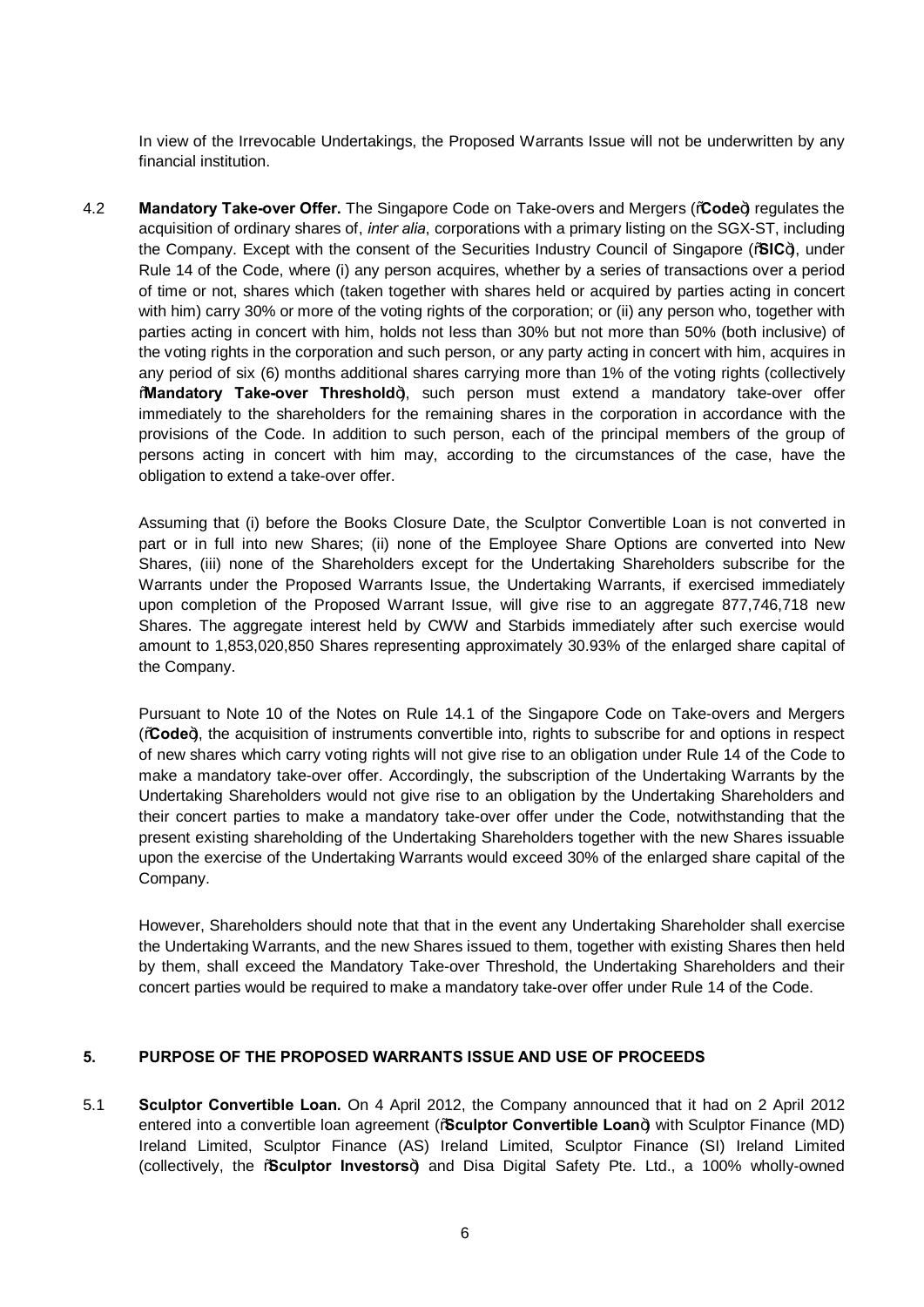In view of the Irrevocable Undertakings, the Proposed Warrants Issue will not be underwritten by any financial institution.

4.2 **Mandatory Take-over Offer.** The Singapore Code on Take-overs and Mergers ("**Code**") regulates the acquisition of ordinary shares of, *inter alia*, corporations with a primary listing on the SGX-ST, including the Company. Except with the consent of the Securities Industry Council of Singapore ("**SIC**"), under Rule 14 of the Code, where (i) any person acquires, whether by a series of transactions over a period of time or not, shares which (taken together with shares held or acquired by parties acting in concert with him) carry 30% or more of the voting rights of the corporation; or (ii) any person who, together with parties acting in concert with him, holds not less than 30% but not more than 50% (both inclusive) of the voting rights in the corporation and such person, or any party acting in concert with him, acquires in any period of six (6) months additional shares carrying more than 1% of the voting rights (collectively "**Mandatory Take-over Threshold**"), such person must extend a mandatory take-over offer immediately to the shareholders for the remaining shares in the corporation in accordance with the provisions of the Code. In addition to such person, each of the principal members of the group of persons acting in concert with him may, according to the circumstances of the case, have the obligation to extend a take-over offer.

Assuming that (i) before the Books Closure Date, the Sculptor Convertible Loan is not converted in part or in full into new Shares; (ii) none of the Employee Share Options are converted into New Shares, (iii) none of the Shareholders except for the Undertaking Shareholders subscribe for the Warrants under the Proposed Warrants Issue, the Undertaking Warrants, if exercised immediately upon completion of the Proposed Warrant Issue, will give rise to an aggregate 877,746,718 new Shares. The aggregate interest held by CWW and Starbids immediately after such exercise would amount to 1,853,020,850 Shares representing approximately 30.93% of the enlarged share capital of the Company.

Pursuant to Note 10 of the Notes on Rule 14.1 of the Singapore Code on Take-overs and Mergers ("**Code**"), the acquisition of instruments convertible into, rights to subscribe for and options in respect of new shares which carry voting rights will not give rise to an obligation under Rule 14 of the Code to make a mandatory take-over offer. Accordingly, the subscription of the Undertaking Warrants by the Undertaking Shareholders would not give rise to an obligation by the Undertaking Shareholders and their concert parties to make a mandatory take-over offer under the Code, notwithstanding that the present existing shareholding of the Undertaking Shareholders together with the new Shares issuable upon the exercise of the Undertaking Warrants would exceed 30% of the enlarged share capital of the Company.

However, Shareholders should note that that in the event any Undertaking Shareholder shall exercise the Undertaking Warrants, and the new Shares issued to them, together with existing Shares then held by them, shall exceed the Mandatory Take-over Threshold, the Undertaking Shareholders and their concert parties would be required to make a mandatory take-over offer under Rule 14 of the Code.

## 5. PURPOSE OF THE PROPOSED WARRANTS ISSUE AND USE OF PROCEEDS

5.1 **Sculptor Convertible Loan.** On 4 April 2012, the Company announced that it had on 2 April 2012 entered into a convertible loan agreement ("**Sculptor Convertible Loan**") with Sculptor Finance (MD) Ireland Limited, Sculptor Finance (AS) Ireland Limited, Sculptor Finance (SI) Ireland Limited (collectively, the "**Sculptor Investors**") and Disa Digital Safety Pte. Ltd., a 100% wholly-owned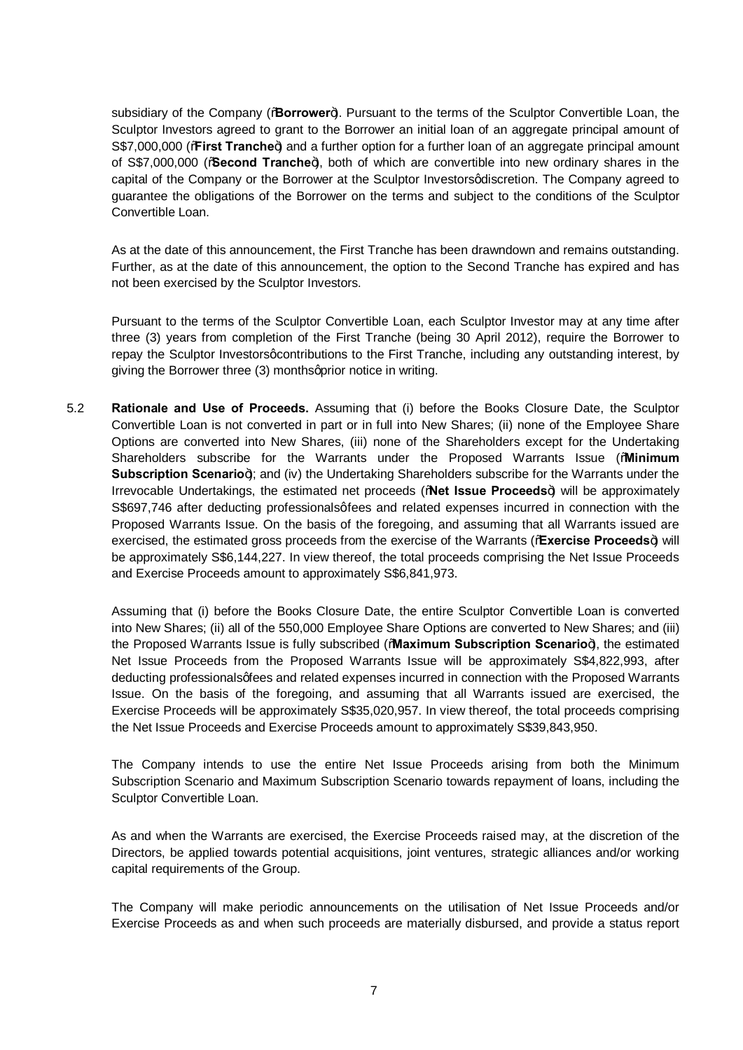subsidiary of the Company ("**Borrower**"). Pursuant to the terms of the Sculptor Convertible Loan, the Sculptor Investors agreed to grant to the Borrower an initial loan of an aggregate principal amount of S$7,000,000 ("**First Tranche**") and a further option for a further loan of an aggregate principal amount of S$7,000,000 ("**Second Tranche**"), both of which are convertible into new ordinary shares in the capital of the Company or the Borrower at the Sculptor Investors' discretion. The Company agreed to guarantee the obligations of the Borrower on the terms and subject to the conditions of the Sculptor Convertible Loan.

As at the date of this announcement, the First Tranche has been drawndown and remains outstanding. Further, as at the date of this announcement, the option to the Second Tranche has expired and has not been exercised by the Sculptor Investors.

Pursuant to the terms of the Sculptor Convertible Loan, each Sculptor Investor may at any time after three (3) years from completion of the First Tranche (being 30 April 2012), require the Borrower to repay the Sculptor Investors' contributions to the First Tranche, including any outstanding interest, by giving the Borrower three (3) months' prior notice in writing.

5.2 **Rationale and Use of Proceeds.** Assuming that (i) before the Books Closure Date, the Sculptor Convertible Loan is not converted in part or in full into New Shares; (ii) none of the Employee Share Options are converted into New Shares, (iii) none of the Shareholders except for the Undertaking Shareholders subscribe for the Warrants under the Proposed Warrants Issue ("**Minimum Subscription Scenario**"); and (iv) the Undertaking Shareholders subscribe for the Warrants under the Irrevocable Undertakings, the estimated net proceeds ("**Net Issue Proceeds**") will be approximately S$697,746 after deducting professionals' fees and related expenses incurred in connection with the Proposed Warrants Issue. On the basis of the foregoing, and assuming that all Warrants issued are exercised, the estimated gross proceeds from the exercise of the Warrants ("**Exercise Proceeds**") will be approximately S$6,144,227. In view thereof, the total proceeds comprising the Net Issue Proceeds and Exercise Proceeds amount to approximately S$6,841,973.

Assuming that (i) before the Books Closure Date, the entire Sculptor Convertible Loan is converted into New Shares; (ii) all of the 550,000 Employee Share Options are converted to New Shares; and (iii) the Proposed Warrants Issue is fully subscribed ("**Maximum Subscription Scenario**"), the estimated Net Issue Proceeds from the Proposed Warrants Issue will be approximately S$4,822,993, after deducting professionals' fees and related expenses incurred in connection with the Proposed Warrants Issue. On the basis of the foregoing, and assuming that all Warrants issued are exercised, the Exercise Proceeds will be approximately S$35,020,957. In view thereof, the total proceeds comprising the Net Issue Proceeds and Exercise Proceeds amount to approximately S$39,843,950.

The Company intends to use the entire Net Issue Proceeds arising from both the Minimum Subscription Scenario and Maximum Subscription Scenario towards repayment of loans, including the Sculptor Convertible Loan.

As and when the Warrants are exercised, the Exercise Proceeds raised may, at the discretion of the Directors, be applied towards potential acquisitions, joint ventures, strategic alliances and/or working capital requirements of the Group.

The Company will make periodic announcements on the utilisation of Net Issue Proceeds and/or Exercise Proceeds as and when such proceeds are materially disbursed, and provide a status report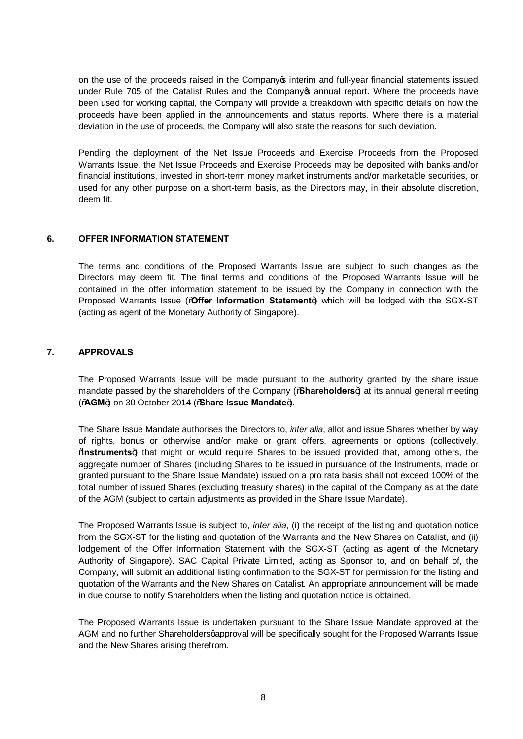on the use of the proceeds raised in the Company's interim and full-year financial statements issued under Rule 705 of the Catalist Rules and the Company's annual report. Where the proceeds have been used for working capital, the Company will provide a breakdown with specific details on how the proceeds have been applied in the announcements and status reports. Where there is a material deviation in the use of proceeds, the Company will also state the reasons for such deviation.

Pending the deployment of the Net Issue Proceeds and Exercise Proceeds from the Proposed Warrants Issue, the Net Issue Proceeds and Exercise Proceeds may be deposited with banks and/or financial institutions, invested in short-term money market instruments and/or marketable securities, or used for any other purpose on a short-term basis, as the Directors may, in their absolute discretion, deem fit.

## 6. OFFER INFORMATION STATEMENT

The terms and conditions of the Proposed Warrants Issue are subject to such changes as the Directors may deem fit. The final terms and conditions of the Proposed Warrants Issue will be contained in the offer information statement to be issued by the Company in connection with the Proposed Warrants Issue ("**Offer Information Statement**") which will be lodged with the SGX-ST (acting as agent of the Monetary Authority of Singapore).

## 7. APPROVALS

The Proposed Warrants Issue will be made pursuant to the authority granted by the share issue mandate passed by the shareholders of the Company ("**Shareholders**") at its annual general meeting ("**AGM**") on 30 October 2014 ("**Share Issue Mandate**").

The Share Issue Mandate authorises the Directors to, *inter alia*, allot and issue Shares whether by way of rights, bonus or otherwise and/or make or grant offers, agreements or options (collectively, "**Instruments**") that might or would require Shares to be issued provided that, among others, the aggregate number of Shares (including Shares to be issued in pursuance of the Instruments, made or granted pursuant to the Share Issue Mandate) issued on a pro rata basis shall not exceed 100% of the total number of issued Shares (excluding treasury shares) in the capital of the Company as at the date of the AGM (subject to certain adjustments as provided in the Share Issue Mandate).

The Proposed Warrants Issue is subject to, *inter alia*, (i) the receipt of the listing and quotation notice from the SGX-ST for the listing and quotation of the Warrants and the New Shares on Catalist, and (ii) lodgement of the Offer Information Statement with the SGX-ST (acting as agent of the Monetary Authority of Singapore). SAC Capital Private Limited, acting as Sponsor to, and on behalf of, the Company, will submit an additional listing confirmation to the SGX-ST for permission for the listing and quotation of the Warrants and the New Shares on Catalist. An appropriate announcement will be made in due course to notify Shareholders when the listing and quotation notice is obtained.

The Proposed Warrants Issue is undertaken pursuant to the Share Issue Mandate approved at the AGM and no further Shareholders' approval will be specifically sought for the Proposed Warrants Issue and the New Shares arising therefrom.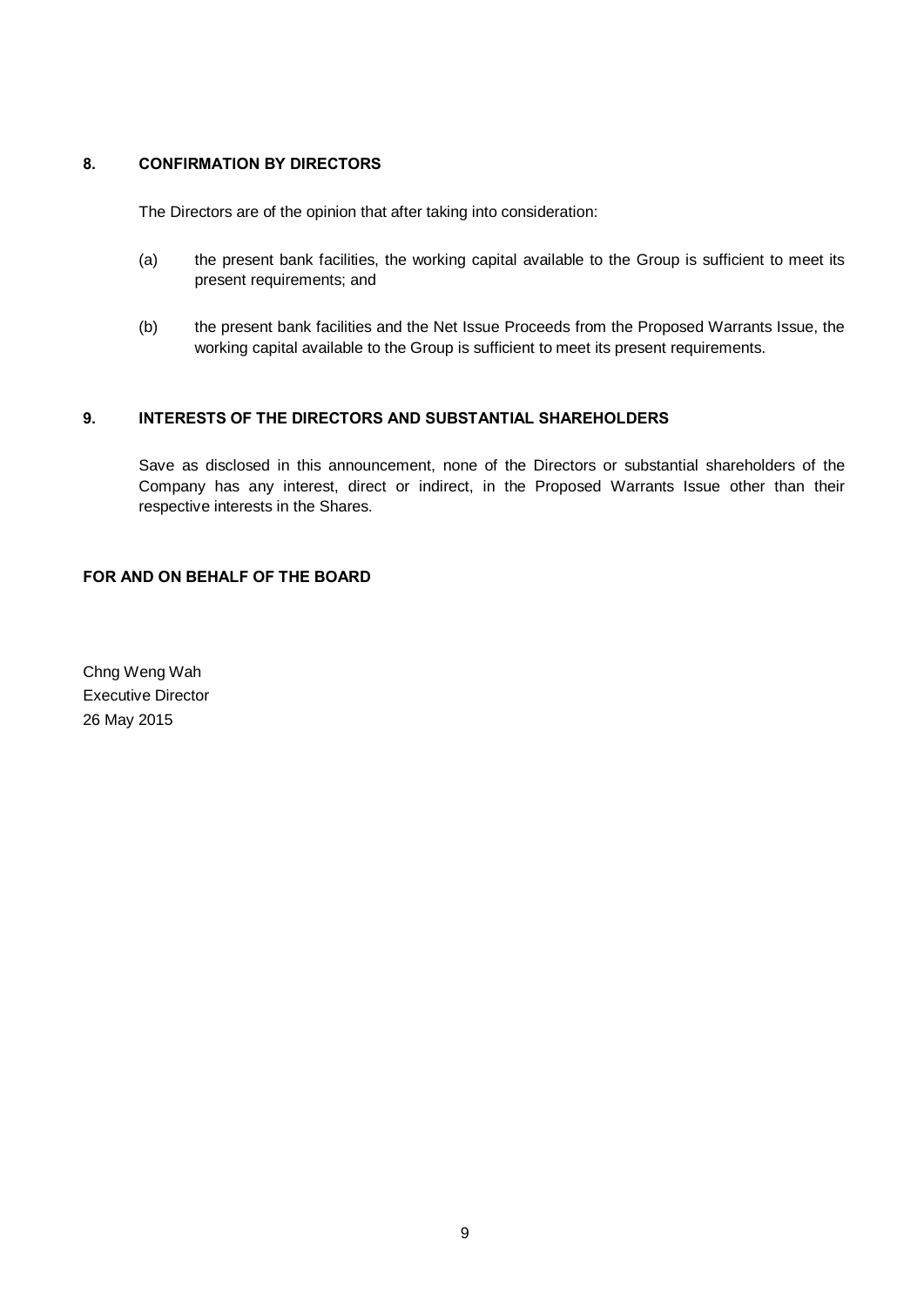## 8. CONFIRMATION BY DIRECTORS

The Directors are of the opinion that after taking into consideration:

(a) the present bank facilities, the working capital available to the Group is sufficient to meet its present requirements; and

(b) the present bank facilities and the Net Issue Proceeds from the Proposed Warrants Issue, the working capital available to the Group is sufficient to meet its present requirements.

## 9. INTERESTS OF THE DIRECTORS AND SUBSTANTIAL SHAREHOLDERS

Save as disclosed in this announcement, none of the Directors or substantial shareholders of the Company has any interest, direct or indirect, in the Proposed Warrants Issue other than their respective interests in the Shares.

**FOR AND ON BEHALF OF THE BOARD**

Chng Weng Wah
Executive Director
26 May 2015